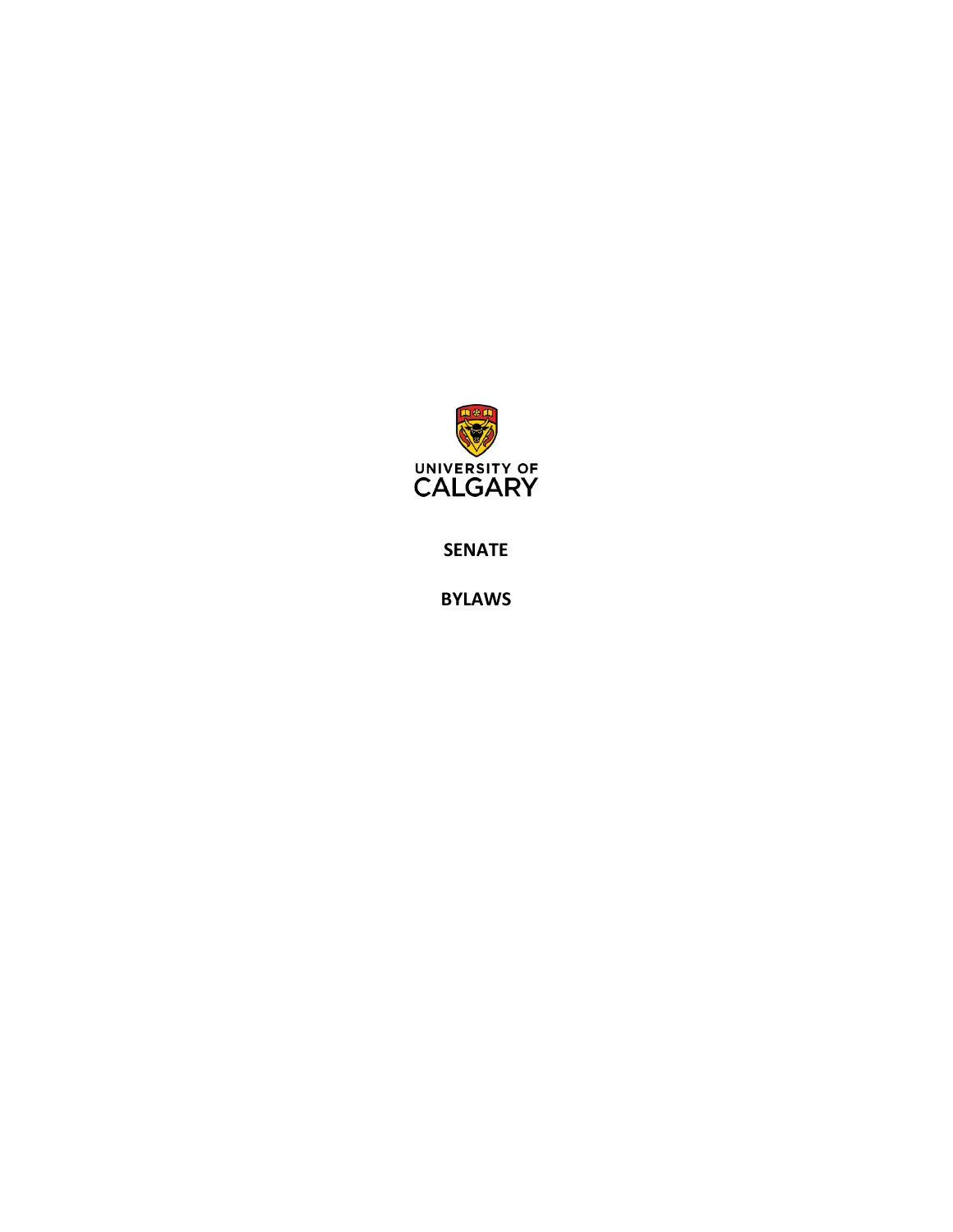UNIVERSITY OF CALGARY

# SENATE

# BYLAWS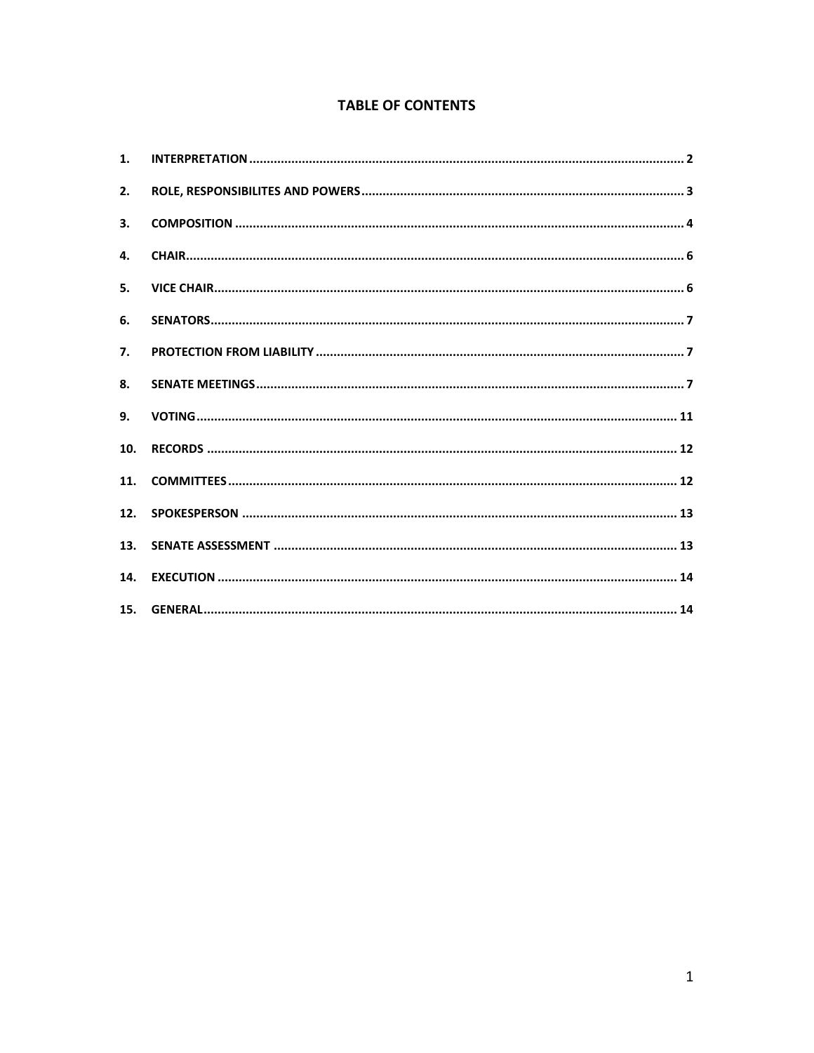# TABLE OF CONTENTS

| | | |
|---|---|---|
| 1. | INTERPRETATION | 2 |
| 2. | ROLE, RESPONSIBILITES AND POWERS | 3 |
| 3. | COMPOSITION | 4 |
| 4. | CHAIR | 6 |
| 5. | VICE CHAIR | 6 |
| 6. | SENATORS | 7 |
| 7. | PROTECTION FROM LIABILITY | 7 |
| 8. | SENATE MEETINGS | 7 |
| 9. | VOTING | 11 |
| 10. | RECORDS | 12 |
| 11. | COMMITTEES | 12 |
| 12. | SPOKESPERSON | 13 |
| 13. | SENATE ASSESSMENT | 13 |
| 14. | EXECUTION | 14 |
| 15. | GENERAL | 14 |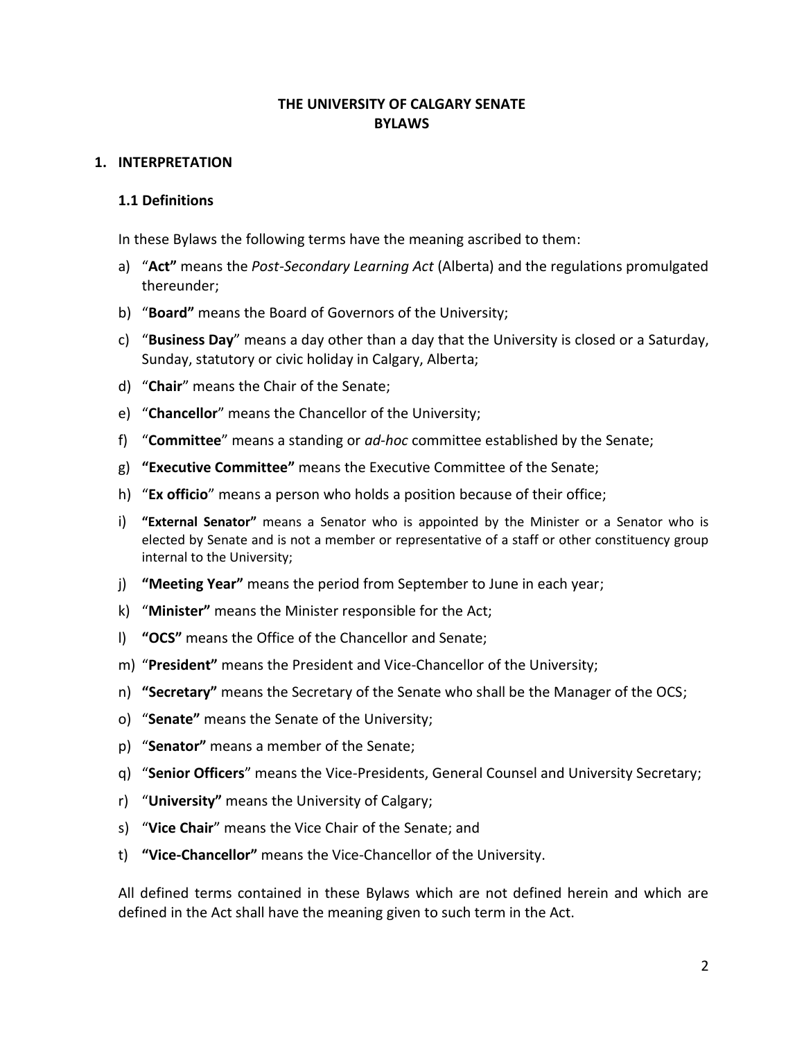# THE UNIVERSITY OF CALGARY SENATE BYLAWS

## 1. INTERPRETATION

### 1.1 Definitions

In these Bylaws the following terms have the meaning ascribed to them:

a) "**Act"** means the *Post-Secondary Learning Act* (Alberta) and the regulations promulgated thereunder;

b) "**Board"** means the Board of Governors of the University;

c) "**Business Day**" means a day other than a day that the University is closed or a Saturday, Sunday, statutory or civic holiday in Calgary, Alberta;

d) "**Chair**" means the Chair of the Senate;

e) "**Chancellor**" means the Chancellor of the University;

f) "**Committee**" means a standing or *ad-hoc* committee established by the Senate;

g) **"Executive Committee"** means the Executive Committee of the Senate;

h) "**Ex officio**" means a person who holds a position because of their office;

i) **"External Senator"** means a Senator who is appointed by the Minister or a Senator who is elected by Senate and is not a member or representative of a staff or other constituency group internal to the University;

j) **"Meeting Year"** means the period from September to June in each year;

k) "**Minister"** means the Minister responsible for the Act;

l) **"OCS"** means the Office of the Chancellor and Senate;

m) "**President"** means the President and Vice-Chancellor of the University;

n) **"Secretary"** means the Secretary of the Senate who shall be the Manager of the OCS;

o) "**Senate"** means the Senate of the University;

p) "**Senator"** means a member of the Senate;

q) "**Senior Officers**" means the Vice-Presidents, General Counsel and University Secretary;

r) "**University"** means the University of Calgary;

s) "**Vice Chair**" means the Vice Chair of the Senate; and

t) **"Vice-Chancellor"** means the Vice-Chancellor of the University.

All defined terms contained in these Bylaws which are not defined herein and which are defined in the Act shall have the meaning given to such term in the Act.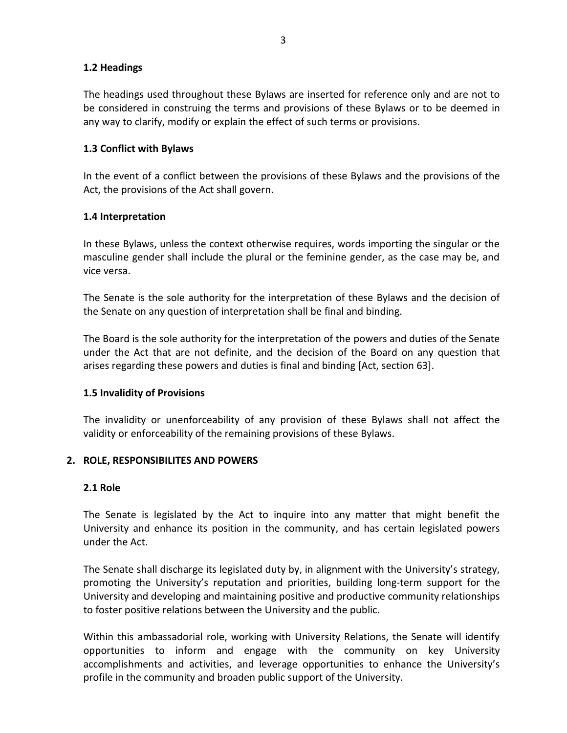### 1.2 Headings

The headings used throughout these Bylaws are inserted for reference only and are not to be considered in construing the terms and provisions of these Bylaws or to be deemed in any way to clarify, modify or explain the effect of such terms or provisions.

### 1.3 Conflict with Bylaws

In the event of a conflict between the provisions of these Bylaws and the provisions of the Act, the provisions of the Act shall govern.

### 1.4 Interpretation

In these Bylaws, unless the context otherwise requires, words importing the singular or the masculine gender shall include the plural or the feminine gender, as the case may be, and vice versa.

The Senate is the sole authority for the interpretation of these Bylaws and the decision of the Senate on any question of interpretation shall be final and binding.

The Board is the sole authority for the interpretation of the powers and duties of the Senate under the Act that are not definite, and the decision of the Board on any question that arises regarding these powers and duties is final and binding [Act, section 63].

### 1.5 Invalidity of Provisions

The invalidity or unenforceability of any provision of these Bylaws shall not affect the validity or enforceability of the remaining provisions of these Bylaws.

## 2. ROLE, RESPONSIBILITES AND POWERS

### 2.1 Role

The Senate is legislated by the Act to inquire into any matter that might benefit the University and enhance its position in the community, and has certain legislated powers under the Act.

The Senate shall discharge its legislated duty by, in alignment with the University's strategy, promoting the University's reputation and priorities, building long-term support for the University and developing and maintaining positive and productive community relationships to foster positive relations between the University and the public.

Within this ambassadorial role, working with University Relations, the Senate will identify opportunities to inform and engage with the community on key University accomplishments and activities, and leverage opportunities to enhance the University's profile in the community and broaden public support of the University.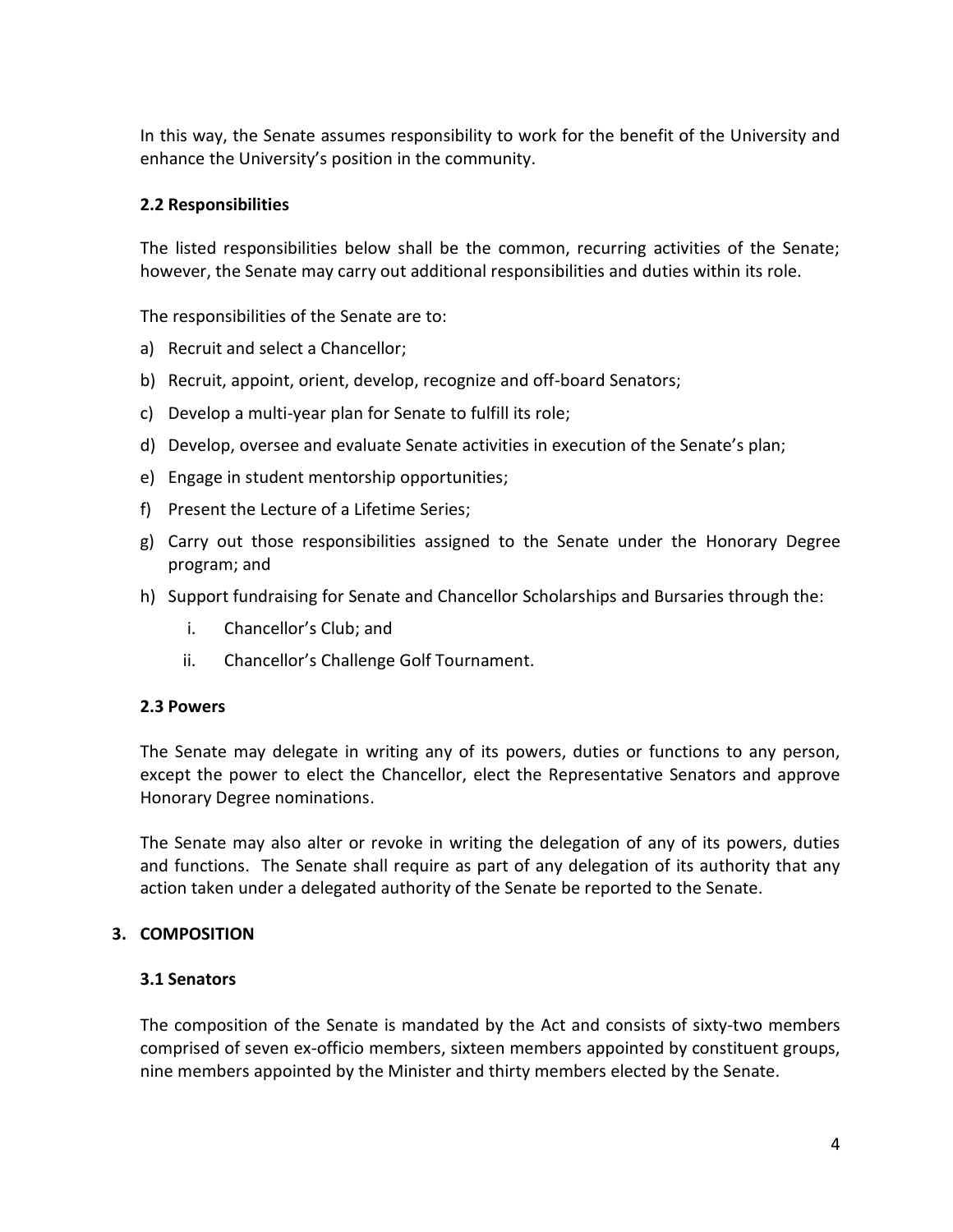In this way, the Senate assumes responsibility to work for the benefit of the University and enhance the University's position in the community.

### 2.2 Responsibilities

The listed responsibilities below shall be the common, recurring activities of the Senate; however, the Senate may carry out additional responsibilities and duties within its role.

The responsibilities of the Senate are to:

a) Recruit and select a Chancellor;

b) Recruit, appoint, orient, develop, recognize and off-board Senators;

c) Develop a multi-year plan for Senate to fulfill its role;

d) Develop, oversee and evaluate Senate activities in execution of the Senate's plan;

e) Engage in student mentorship opportunities;

f) Present the Lecture of a Lifetime Series;

g) Carry out those responsibilities assigned to the Senate under the Honorary Degree program; and

h) Support fundraising for Senate and Chancellor Scholarships and Bursaries through the:

   i. Chancellor's Club; and

   ii. Chancellor's Challenge Golf Tournament.

### 2.3 Powers

The Senate may delegate in writing any of its powers, duties or functions to any person, except the power to elect the Chancellor, elect the Representative Senators and approve Honorary Degree nominations.

The Senate may also alter or revoke in writing the delegation of any of its powers, duties and functions. The Senate shall require as part of any delegation of its authority that any action taken under a delegated authority of the Senate be reported to the Senate.

## 3. COMPOSITION

### 3.1 Senators

The composition of the Senate is mandated by the Act and consists of sixty-two members comprised of seven ex-officio members, sixteen members appointed by constituent groups, nine members appointed by the Minister and thirty members elected by the Senate.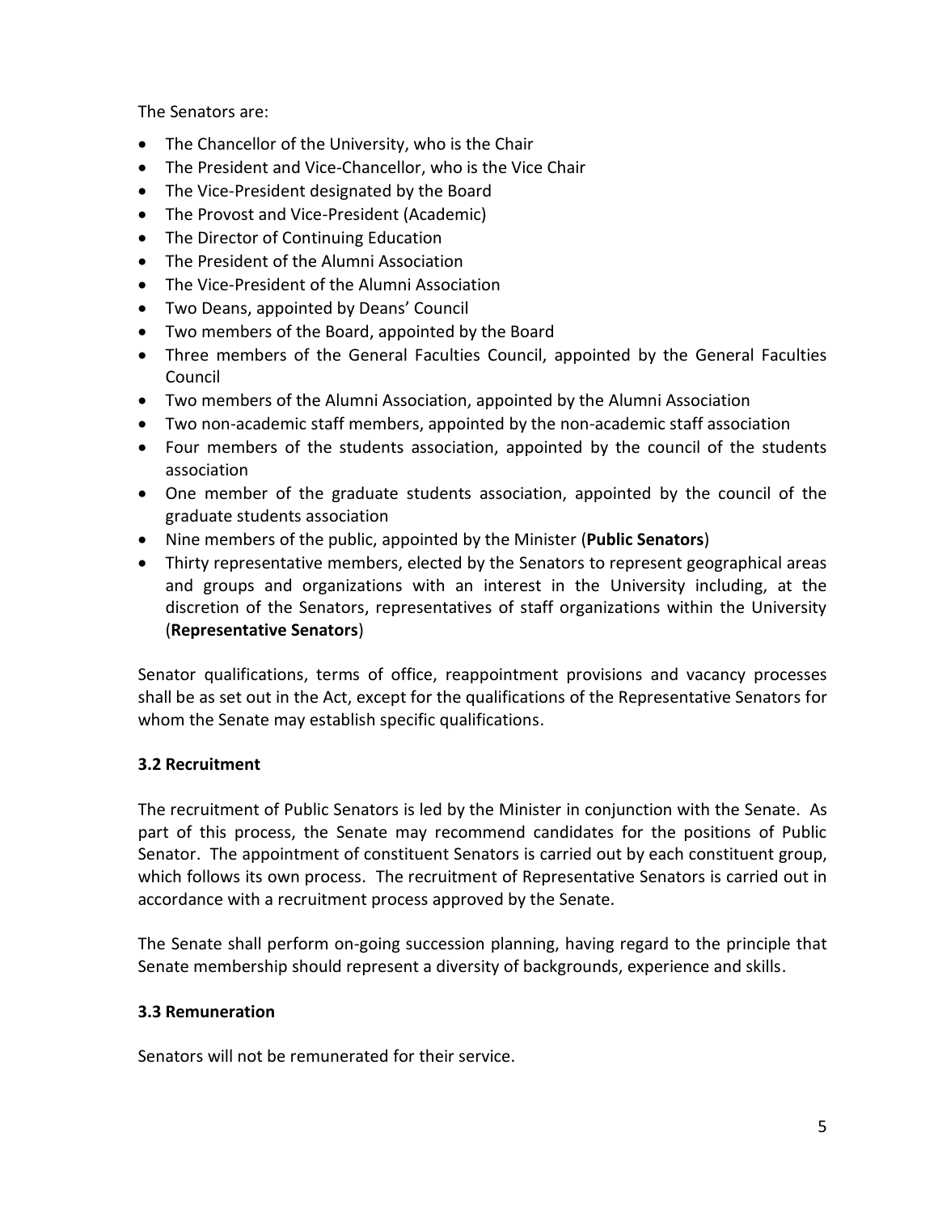The Senators are:

- The Chancellor of the University, who is the Chair
- The President and Vice-Chancellor, who is the Vice Chair
- The Vice-President designated by the Board
- The Provost and Vice-President (Academic)
- The Director of Continuing Education
- The President of the Alumni Association
- The Vice-President of the Alumni Association
- Two Deans, appointed by Deans' Council
- Two members of the Board, appointed by the Board
- Three members of the General Faculties Council, appointed by the General Faculties Council
- Two members of the Alumni Association, appointed by the Alumni Association
- Two non-academic staff members, appointed by the non-academic staff association
- Four members of the students association, appointed by the council of the students association
- One member of the graduate students association, appointed by the council of the graduate students association
- Nine members of the public, appointed by the Minister (**Public Senators**)
- Thirty representative members, elected by the Senators to represent geographical areas and groups and organizations with an interest in the University including, at the discretion of the Senators, representatives of staff organizations within the University (**Representative Senators**)

Senator qualifications, terms of office, reappointment provisions and vacancy processes shall be as set out in the Act, except for the qualifications of the Representative Senators for whom the Senate may establish specific qualifications.

### 3.2 Recruitment

The recruitment of Public Senators is led by the Minister in conjunction with the Senate. As part of this process, the Senate may recommend candidates for the positions of Public Senator. The appointment of constituent Senators is carried out by each constituent group, which follows its own process. The recruitment of Representative Senators is carried out in accordance with a recruitment process approved by the Senate.

The Senate shall perform on-going succession planning, having regard to the principle that Senate membership should represent a diversity of backgrounds, experience and skills.

### 3.3 Remuneration

Senators will not be remunerated for their service.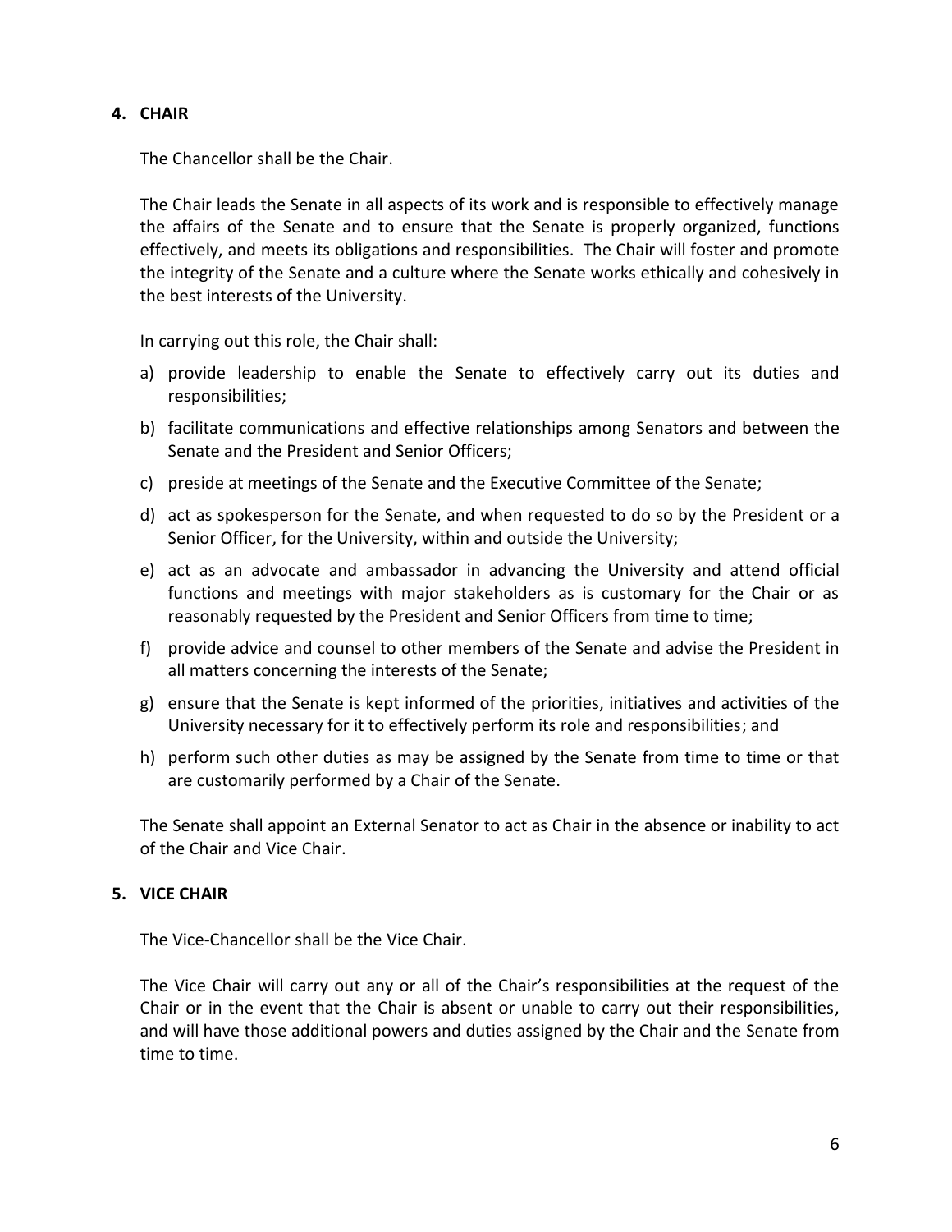## 4. CHAIR

The Chancellor shall be the Chair.

The Chair leads the Senate in all aspects of its work and is responsible to effectively manage the affairs of the Senate and to ensure that the Senate is properly organized, functions effectively, and meets its obligations and responsibilities. The Chair will foster and promote the integrity of the Senate and a culture where the Senate works ethically and cohesively in the best interests of the University.

In carrying out this role, the Chair shall:

a) provide leadership to enable the Senate to effectively carry out its duties and responsibilities;

b) facilitate communications and effective relationships among Senators and between the Senate and the President and Senior Officers;

c) preside at meetings of the Senate and the Executive Committee of the Senate;

d) act as spokesperson for the Senate, and when requested to do so by the President or a Senior Officer, for the University, within and outside the University;

e) act as an advocate and ambassador in advancing the University and attend official functions and meetings with major stakeholders as is customary for the Chair or as reasonably requested by the President and Senior Officers from time to time;

f) provide advice and counsel to other members of the Senate and advise the President in all matters concerning the interests of the Senate;

g) ensure that the Senate is kept informed of the priorities, initiatives and activities of the University necessary for it to effectively perform its role and responsibilities; and

h) perform such other duties as may be assigned by the Senate from time to time or that are customarily performed by a Chair of the Senate.

The Senate shall appoint an External Senator to act as Chair in the absence or inability to act of the Chair and Vice Chair.

## 5. VICE CHAIR

The Vice-Chancellor shall be the Vice Chair.

The Vice Chair will carry out any or all of the Chair's responsibilities at the request of the Chair or in the event that the Chair is absent or unable to carry out their responsibilities, and will have those additional powers and duties assigned by the Chair and the Senate from time to time.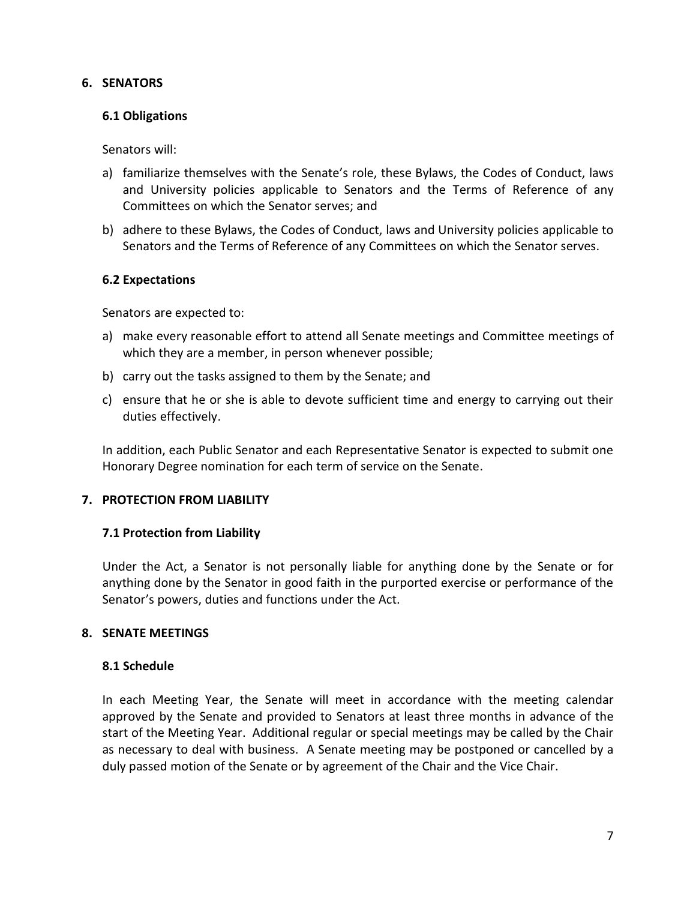## 6. SENATORS

### 6.1 Obligations

Senators will:

a) familiarize themselves with the Senate's role, these Bylaws, the Codes of Conduct, laws and University policies applicable to Senators and the Terms of Reference of any Committees on which the Senator serves; and

b) adhere to these Bylaws, the Codes of Conduct, laws and University policies applicable to Senators and the Terms of Reference of any Committees on which the Senator serves.

### 6.2 Expectations

Senators are expected to:

a) make every reasonable effort to attend all Senate meetings and Committee meetings of which they are a member, in person whenever possible;

b) carry out the tasks assigned to them by the Senate; and

c) ensure that he or she is able to devote sufficient time and energy to carrying out their duties effectively.

In addition, each Public Senator and each Representative Senator is expected to submit one Honorary Degree nomination for each term of service on the Senate.

## 7. PROTECTION FROM LIABILITY

### 7.1 Protection from Liability

Under the Act, a Senator is not personally liable for anything done by the Senate or for anything done by the Senator in good faith in the purported exercise or performance of the Senator's powers, duties and functions under the Act.

## 8. SENATE MEETINGS

### 8.1 Schedule

In each Meeting Year, the Senate will meet in accordance with the meeting calendar approved by the Senate and provided to Senators at least three months in advance of the start of the Meeting Year. Additional regular or special meetings may be called by the Chair as necessary to deal with business. A Senate meeting may be postponed or cancelled by a duly passed motion of the Senate or by agreement of the Chair and the Vice Chair.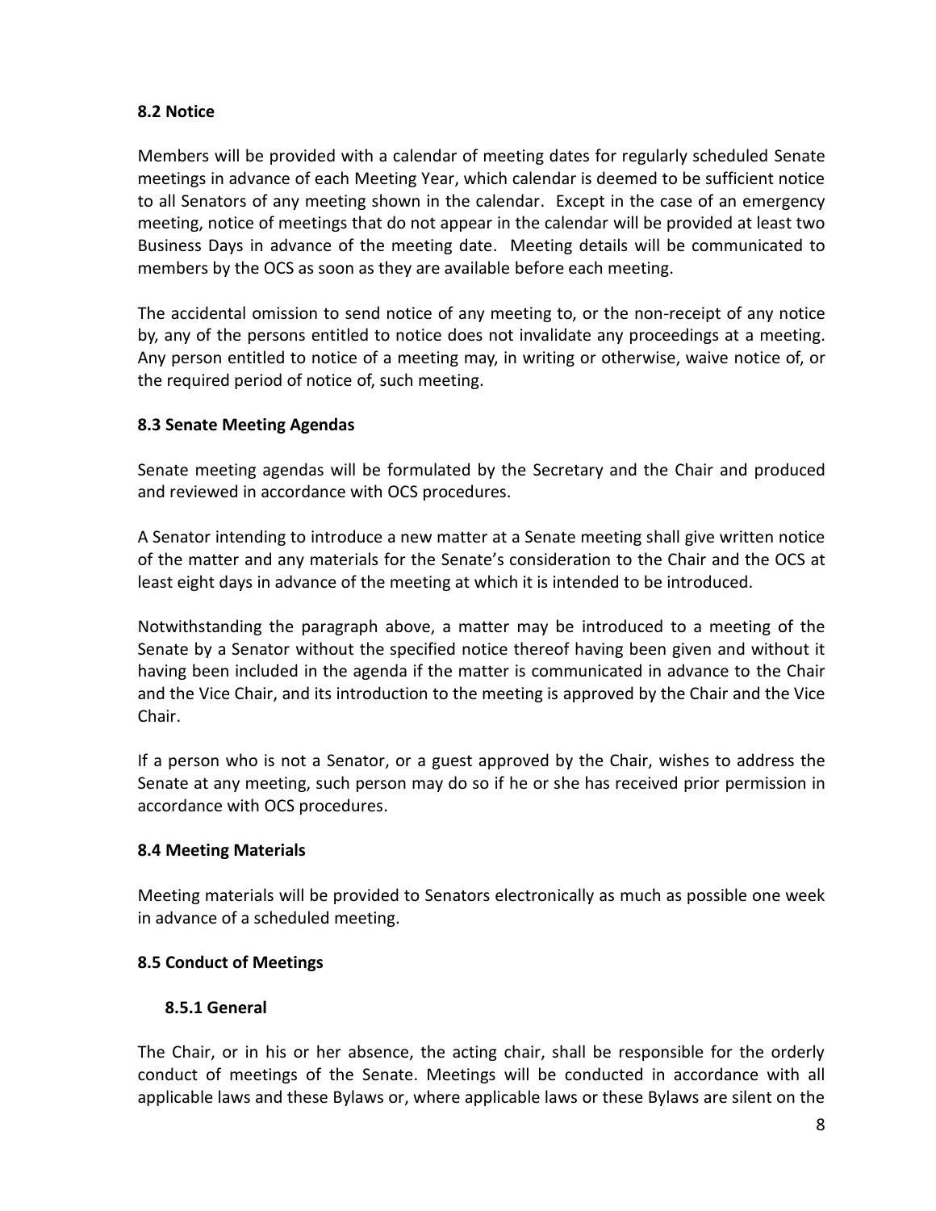### 8.2 Notice

Members will be provided with a calendar of meeting dates for regularly scheduled Senate meetings in advance of each Meeting Year, which calendar is deemed to be sufficient notice to all Senators of any meeting shown in the calendar. Except in the case of an emergency meeting, notice of meetings that do not appear in the calendar will be provided at least two Business Days in advance of the meeting date. Meeting details will be communicated to members by the OCS as soon as they are available before each meeting.

The accidental omission to send notice of any meeting to, or the non-receipt of any notice by, any of the persons entitled to notice does not invalidate any proceedings at a meeting. Any person entitled to notice of a meeting may, in writing or otherwise, waive notice of, or the required period of notice of, such meeting.

### 8.3 Senate Meeting Agendas

Senate meeting agendas will be formulated by the Secretary and the Chair and produced and reviewed in accordance with OCS procedures.

A Senator intending to introduce a new matter at a Senate meeting shall give written notice of the matter and any materials for the Senate's consideration to the Chair and the OCS at least eight days in advance of the meeting at which it is intended to be introduced.

Notwithstanding the paragraph above, a matter may be introduced to a meeting of the Senate by a Senator without the specified notice thereof having been given and without it having been included in the agenda if the matter is communicated in advance to the Chair and the Vice Chair, and its introduction to the meeting is approved by the Chair and the Vice Chair.

If a person who is not a Senator, or a guest approved by the Chair, wishes to address the Senate at any meeting, such person may do so if he or she has received prior permission in accordance with OCS procedures.

### 8.4 Meeting Materials

Meeting materials will be provided to Senators electronically as much as possible one week in advance of a scheduled meeting.

### 8.5 Conduct of Meetings

#### 8.5.1 General

The Chair, or in his or her absence, the acting chair, shall be responsible for the orderly conduct of meetings of the Senate. Meetings will be conducted in accordance with all applicable laws and these Bylaws or, where applicable laws or these Bylaws are silent on the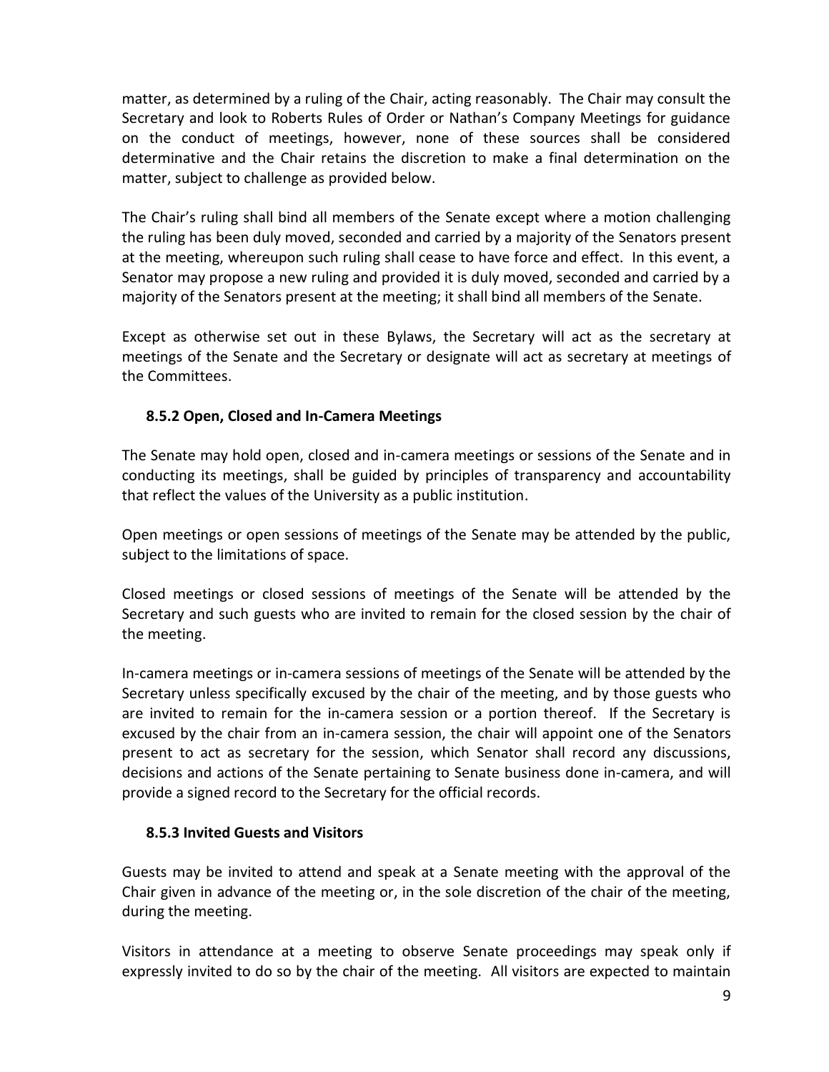matter, as determined by a ruling of the Chair, acting reasonably. The Chair may consult the Secretary and look to Roberts Rules of Order or Nathan's Company Meetings for guidance on the conduct of meetings, however, none of these sources shall be considered determinative and the Chair retains the discretion to make a final determination on the matter, subject to challenge as provided below.

The Chair's ruling shall bind all members of the Senate except where a motion challenging the ruling has been duly moved, seconded and carried by a majority of the Senators present at the meeting, whereupon such ruling shall cease to have force and effect. In this event, a Senator may propose a new ruling and provided it is duly moved, seconded and carried by a majority of the Senators present at the meeting; it shall bind all members of the Senate.

Except as otherwise set out in these Bylaws, the Secretary will act as the secretary at meetings of the Senate and the Secretary or designate will act as secretary at meetings of the Committees.

### 8.5.2 Open, Closed and In-Camera Meetings

The Senate may hold open, closed and in-camera meetings or sessions of the Senate and in conducting its meetings, shall be guided by principles of transparency and accountability that reflect the values of the University as a public institution.

Open meetings or open sessions of meetings of the Senate may be attended by the public, subject to the limitations of space.

Closed meetings or closed sessions of meetings of the Senate will be attended by the Secretary and such guests who are invited to remain for the closed session by the chair of the meeting.

In-camera meetings or in-camera sessions of meetings of the Senate will be attended by the Secretary unless specifically excused by the chair of the meeting, and by those guests who are invited to remain for the in-camera session or a portion thereof. If the Secretary is excused by the chair from an in-camera session, the chair will appoint one of the Senators present to act as secretary for the session, which Senator shall record any discussions, decisions and actions of the Senate pertaining to Senate business done in-camera, and will provide a signed record to the Secretary for the official records.

### 8.5.3 Invited Guests and Visitors

Guests may be invited to attend and speak at a Senate meeting with the approval of the Chair given in advance of the meeting or, in the sole discretion of the chair of the meeting, during the meeting.

Visitors in attendance at a meeting to observe Senate proceedings may speak only if expressly invited to do so by the chair of the meeting. All visitors are expected to maintain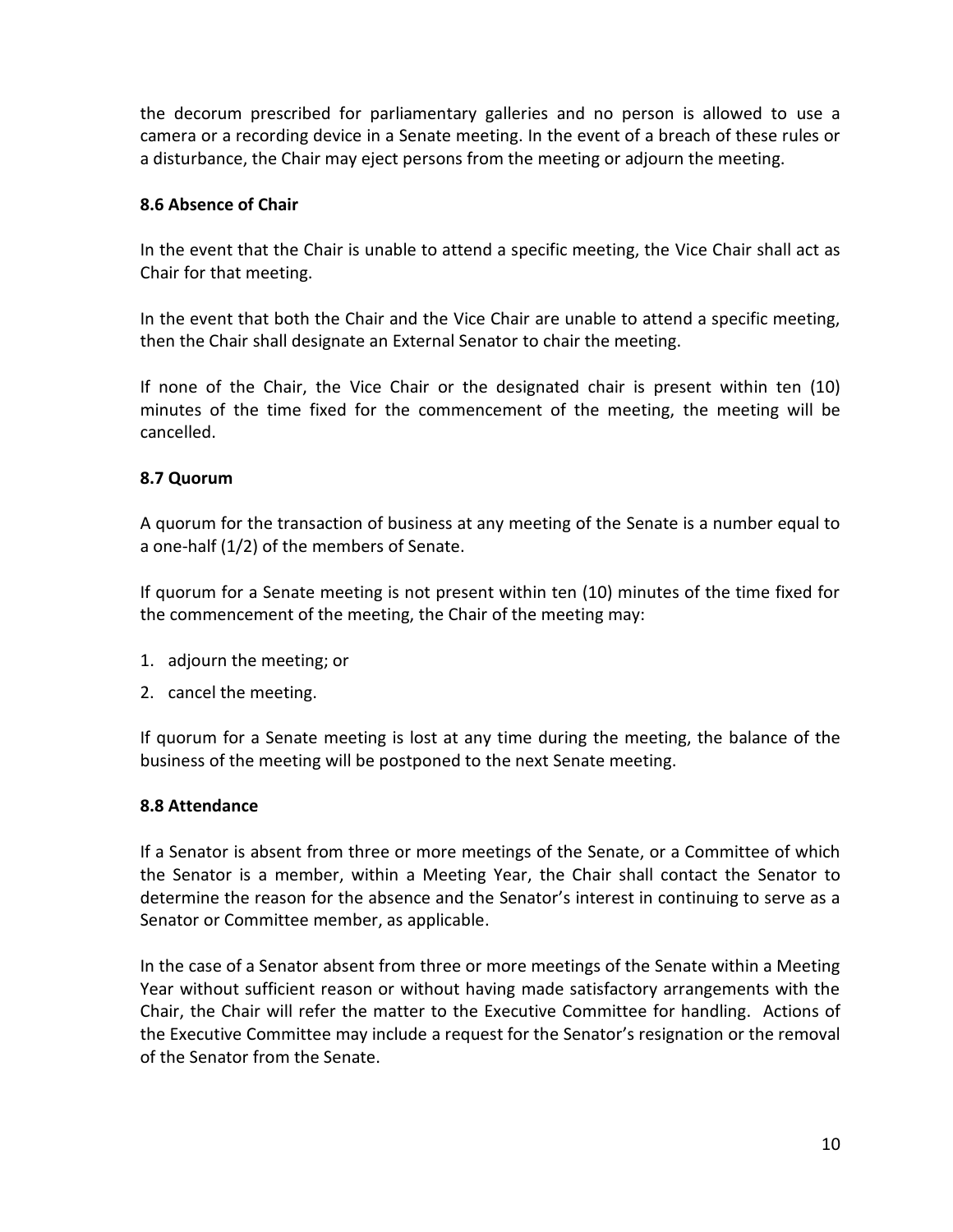the decorum prescribed for parliamentary galleries and no person is allowed to use a camera or a recording device in a Senate meeting. In the event of a breach of these rules or a disturbance, the Chair may eject persons from the meeting or adjourn the meeting.

### 8.6 Absence of Chair

In the event that the Chair is unable to attend a specific meeting, the Vice Chair shall act as Chair for that meeting.

In the event that both the Chair and the Vice Chair are unable to attend a specific meeting, then the Chair shall designate an External Senator to chair the meeting.

If none of the Chair, the Vice Chair or the designated chair is present within ten (10) minutes of the time fixed for the commencement of the meeting, the meeting will be cancelled.

### 8.7 Quorum

A quorum for the transaction of business at any meeting of the Senate is a number equal to a one-half (1/2) of the members of Senate.

If quorum for a Senate meeting is not present within ten (10) minutes of the time fixed for the commencement of the meeting, the Chair of the meeting may:

1. adjourn the meeting; or
2. cancel the meeting.

If quorum for a Senate meeting is lost at any time during the meeting, the balance of the business of the meeting will be postponed to the next Senate meeting.

### 8.8 Attendance

If a Senator is absent from three or more meetings of the Senate, or a Committee of which the Senator is a member, within a Meeting Year, the Chair shall contact the Senator to determine the reason for the absence and the Senator's interest in continuing to serve as a Senator or Committee member, as applicable.

In the case of a Senator absent from three or more meetings of the Senate within a Meeting Year without sufficient reason or without having made satisfactory arrangements with the Chair, the Chair will refer the matter to the Executive Committee for handling. Actions of the Executive Committee may include a request for the Senator's resignation or the removal of the Senator from the Senate.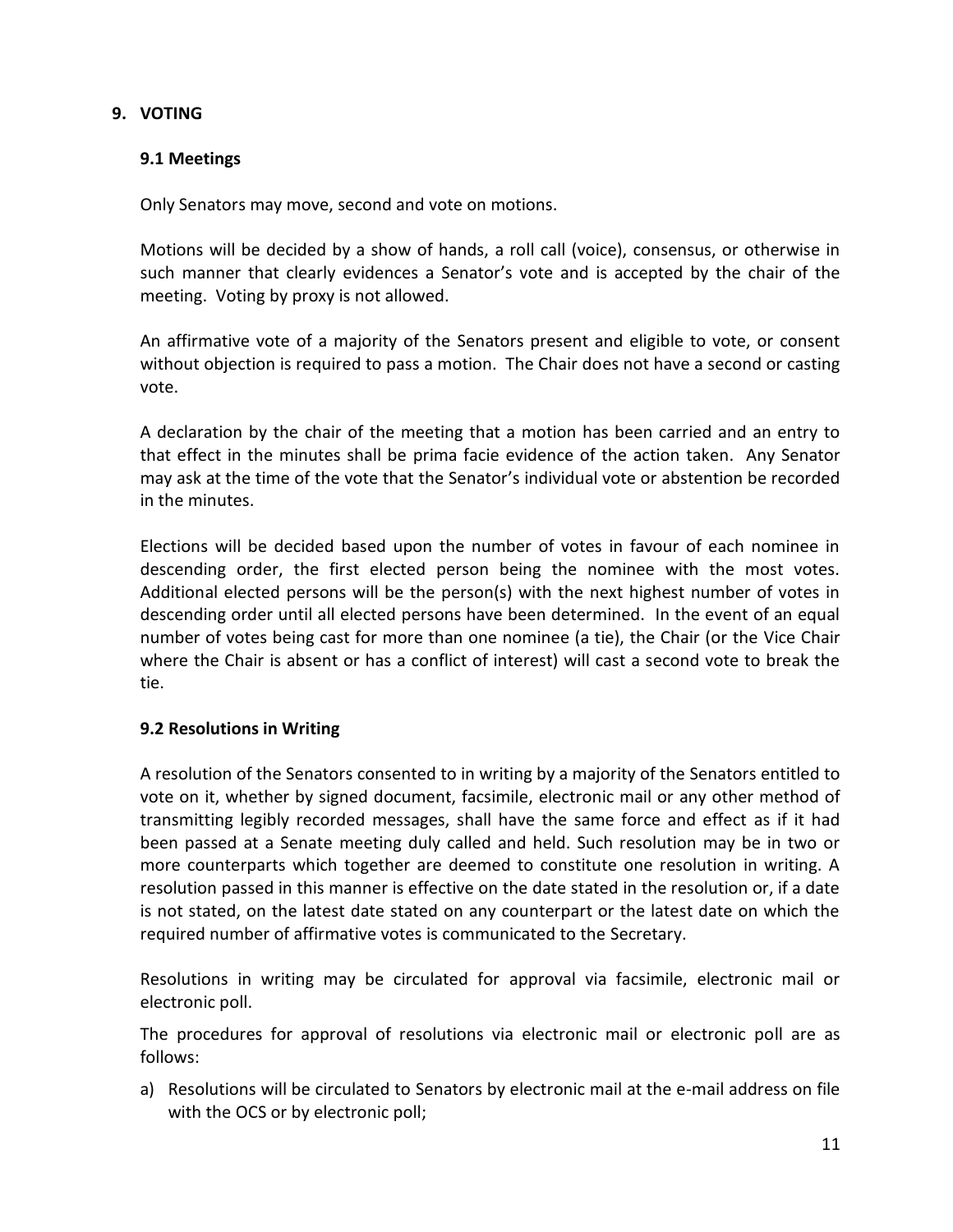## 9. VOTING

### 9.1 Meetings

Only Senators may move, second and vote on motions.

Motions will be decided by a show of hands, a roll call (voice), consensus, or otherwise in such manner that clearly evidences a Senator's vote and is accepted by the chair of the meeting. Voting by proxy is not allowed.

An affirmative vote of a majority of the Senators present and eligible to vote, or consent without objection is required to pass a motion. The Chair does not have a second or casting vote.

A declaration by the chair of the meeting that a motion has been carried and an entry to that effect in the minutes shall be prima facie evidence of the action taken. Any Senator may ask at the time of the vote that the Senator's individual vote or abstention be recorded in the minutes.

Elections will be decided based upon the number of votes in favour of each nominee in descending order, the first elected person being the nominee with the most votes. Additional elected persons will be the person(s) with the next highest number of votes in descending order until all elected persons have been determined. In the event of an equal number of votes being cast for more than one nominee (a tie), the Chair (or the Vice Chair where the Chair is absent or has a conflict of interest) will cast a second vote to break the tie.

### 9.2 Resolutions in Writing

A resolution of the Senators consented to in writing by a majority of the Senators entitled to vote on it, whether by signed document, facsimile, electronic mail or any other method of transmitting legibly recorded messages, shall have the same force and effect as if it had been passed at a Senate meeting duly called and held. Such resolution may be in two or more counterparts which together are deemed to constitute one resolution in writing. A resolution passed in this manner is effective on the date stated in the resolution or, if a date is not stated, on the latest date stated on any counterpart or the latest date on which the required number of affirmative votes is communicated to the Secretary.

Resolutions in writing may be circulated for approval via facsimile, electronic mail or electronic poll.

The procedures for approval of resolutions via electronic mail or electronic poll are as follows:

a) Resolutions will be circulated to Senators by electronic mail at the e-mail address on file with the OCS or by electronic poll;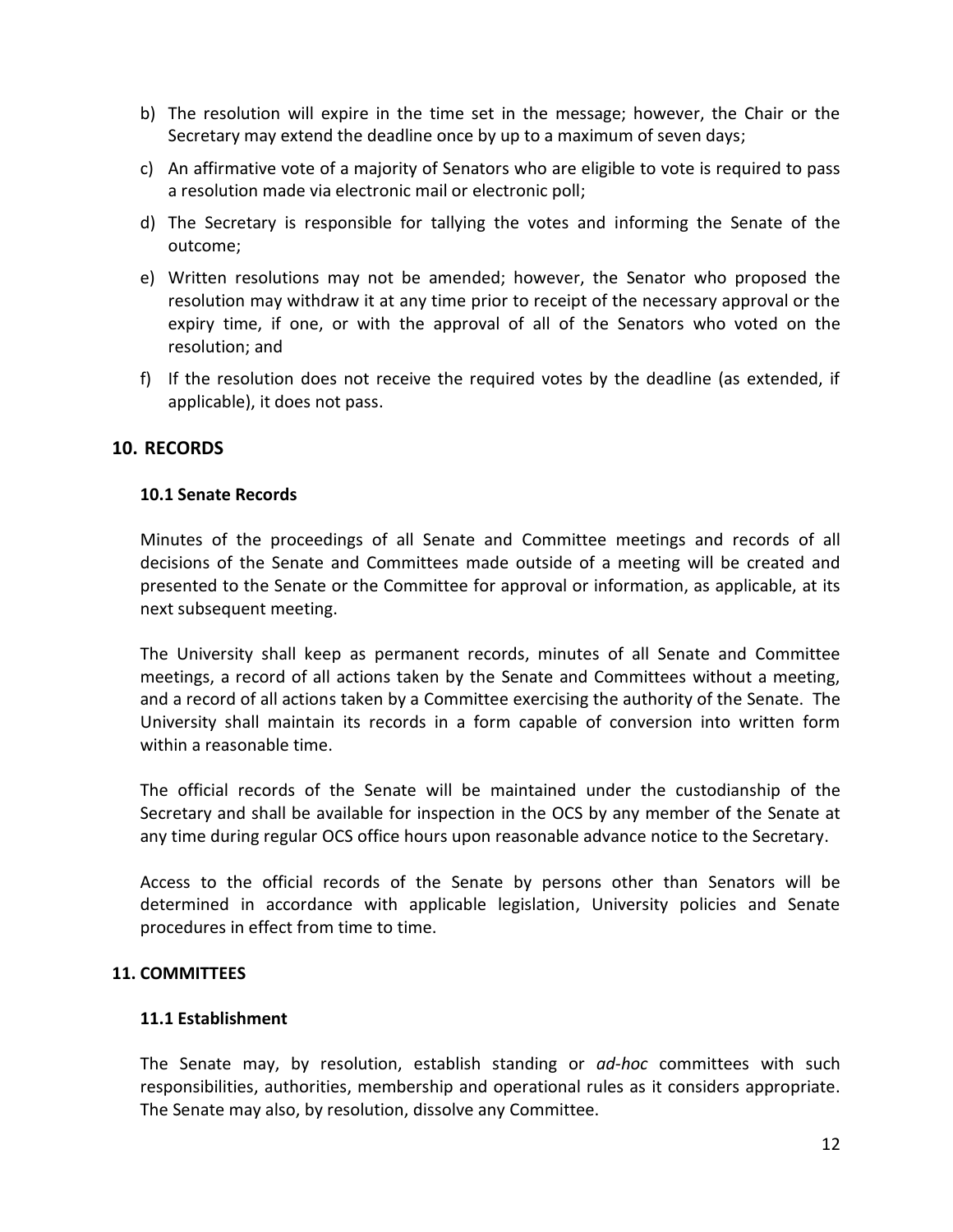b) The resolution will expire in the time set in the message; however, the Chair or the Secretary may extend the deadline once by up to a maximum of seven days;

c) An affirmative vote of a majority of Senators who are eligible to vote is required to pass a resolution made via electronic mail or electronic poll;

d) The Secretary is responsible for tallying the votes and informing the Senate of the outcome;

e) Written resolutions may not be amended; however, the Senator who proposed the resolution may withdraw it at any time prior to receipt of the necessary approval or the expiry time, if one, or with the approval of all of the Senators who voted on the resolution; and

f) If the resolution does not receive the required votes by the deadline (as extended, if applicable), it does not pass.

## 10. RECORDS

### 10.1 Senate Records

Minutes of the proceedings of all Senate and Committee meetings and records of all decisions of the Senate and Committees made outside of a meeting will be created and presented to the Senate or the Committee for approval or information, as applicable, at its next subsequent meeting.

The University shall keep as permanent records, minutes of all Senate and Committee meetings, a record of all actions taken by the Senate and Committees without a meeting, and a record of all actions taken by a Committee exercising the authority of the Senate. The University shall maintain its records in a form capable of conversion into written form within a reasonable time.

The official records of the Senate will be maintained under the custodianship of the Secretary and shall be available for inspection in the OCS by any member of the Senate at any time during regular OCS office hours upon reasonable advance notice to the Secretary.

Access to the official records of the Senate by persons other than Senators will be determined in accordance with applicable legislation, University policies and Senate procedures in effect from time to time.

## 11. COMMITTEES

### 11.1 Establishment

The Senate may, by resolution, establish standing or *ad-hoc* committees with such responsibilities, authorities, membership and operational rules as it considers appropriate. The Senate may also, by resolution, dissolve any Committee.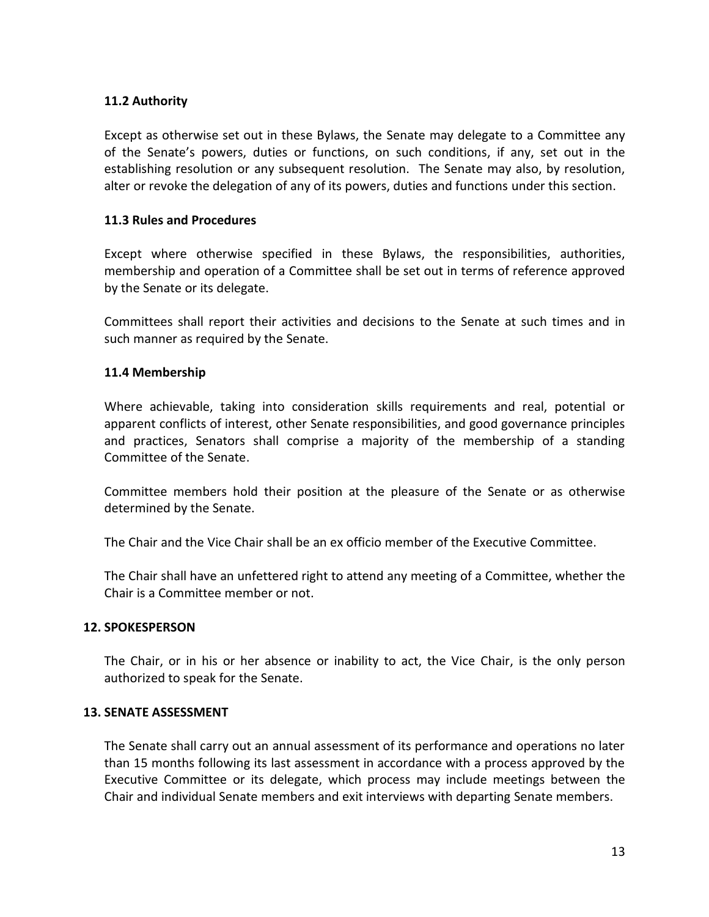### 11.2 Authority

Except as otherwise set out in these Bylaws, the Senate may delegate to a Committee any of the Senate's powers, duties or functions, on such conditions, if any, set out in the establishing resolution or any subsequent resolution. The Senate may also, by resolution, alter or revoke the delegation of any of its powers, duties and functions under this section.

### 11.3 Rules and Procedures

Except where otherwise specified in these Bylaws, the responsibilities, authorities, membership and operation of a Committee shall be set out in terms of reference approved by the Senate or its delegate.

Committees shall report their activities and decisions to the Senate at such times and in such manner as required by the Senate.

### 11.4 Membership

Where achievable, taking into consideration skills requirements and real, potential or apparent conflicts of interest, other Senate responsibilities, and good governance principles and practices, Senators shall comprise a majority of the membership of a standing Committee of the Senate.

Committee members hold their position at the pleasure of the Senate or as otherwise determined by the Senate.

The Chair and the Vice Chair shall be an ex officio member of the Executive Committee.

The Chair shall have an unfettered right to attend any meeting of a Committee, whether the Chair is a Committee member or not.

## 12. SPOKESPERSON

The Chair, or in his or her absence or inability to act, the Vice Chair, is the only person authorized to speak for the Senate.

## 13. SENATE ASSESSMENT

The Senate shall carry out an annual assessment of its performance and operations no later than 15 months following its last assessment in accordance with a process approved by the Executive Committee or its delegate, which process may include meetings between the Chair and individual Senate members and exit interviews with departing Senate members.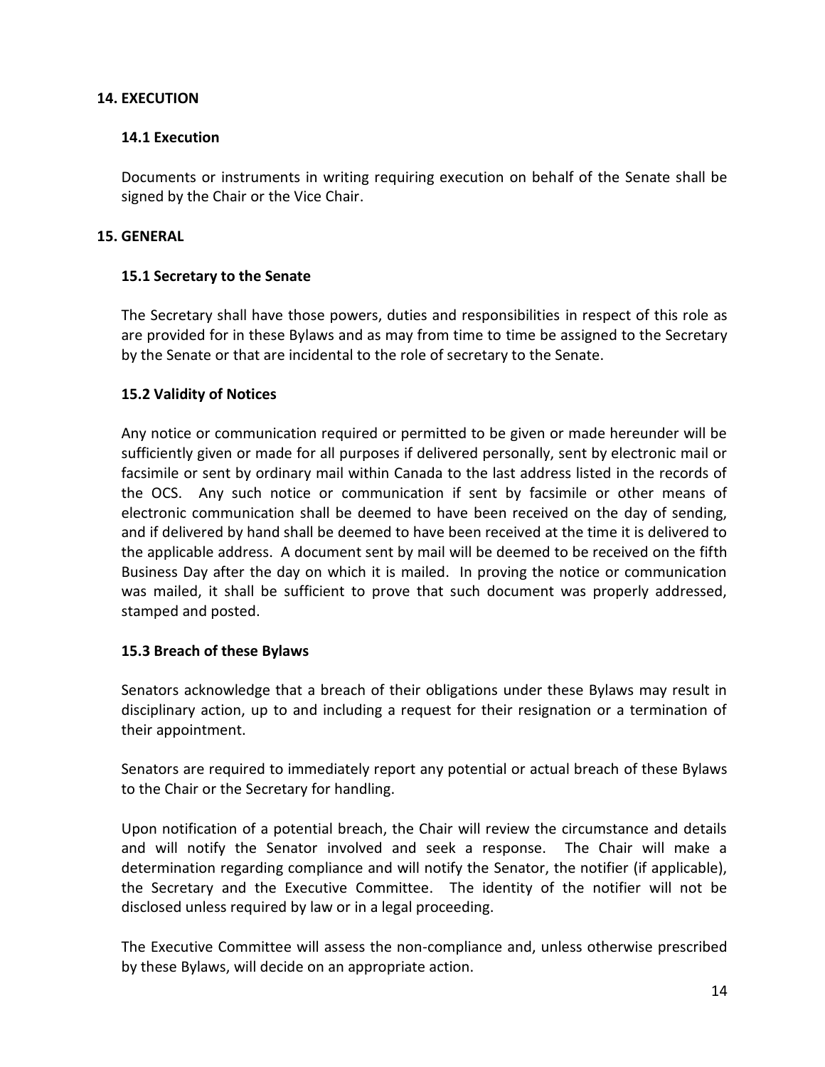## 14. EXECUTION

### 14.1 Execution

Documents or instruments in writing requiring execution on behalf of the Senate shall be signed by the Chair or the Vice Chair.

## 15. GENERAL

### 15.1 Secretary to the Senate

The Secretary shall have those powers, duties and responsibilities in respect of this role as are provided for in these Bylaws and as may from time to time be assigned to the Secretary by the Senate or that are incidental to the role of secretary to the Senate.

### 15.2 Validity of Notices

Any notice or communication required or permitted to be given or made hereunder will be sufficiently given or made for all purposes if delivered personally, sent by electronic mail or facsimile or sent by ordinary mail within Canada to the last address listed in the records of the OCS. Any such notice or communication if sent by facsimile or other means of electronic communication shall be deemed to have been received on the day of sending, and if delivered by hand shall be deemed to have been received at the time it is delivered to the applicable address. A document sent by mail will be deemed to be received on the fifth Business Day after the day on which it is mailed. In proving the notice or communication was mailed, it shall be sufficient to prove that such document was properly addressed, stamped and posted.

### 15.3 Breach of these Bylaws

Senators acknowledge that a breach of their obligations under these Bylaws may result in disciplinary action, up to and including a request for their resignation or a termination of their appointment.

Senators are required to immediately report any potential or actual breach of these Bylaws to the Chair or the Secretary for handling.

Upon notification of a potential breach, the Chair will review the circumstance and details and will notify the Senator involved and seek a response. The Chair will make a determination regarding compliance and will notify the Senator, the notifier (if applicable), the Secretary and the Executive Committee. The identity of the notifier will not be disclosed unless required by law or in a legal proceeding.

The Executive Committee will assess the non-compliance and, unless otherwise prescribed by these Bylaws, will decide on an appropriate action.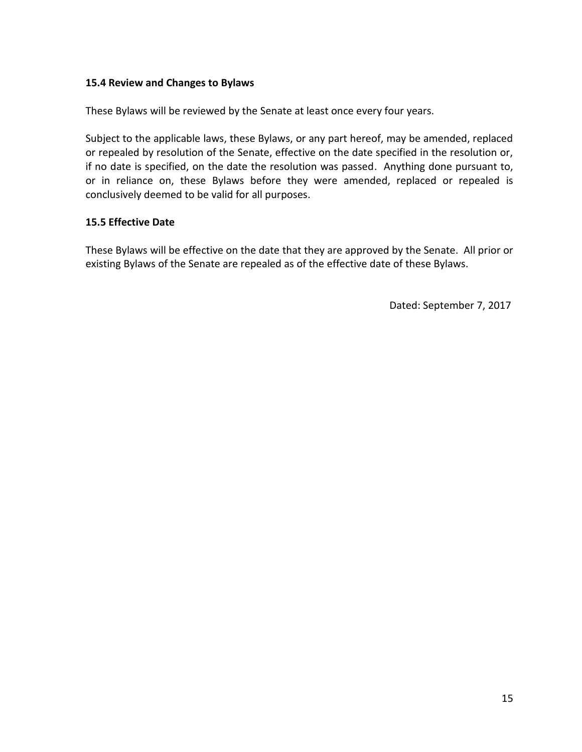### 15.4 Review and Changes to Bylaws

These Bylaws will be reviewed by the Senate at least once every four years.

Subject to the applicable laws, these Bylaws, or any part hereof, may be amended, replaced or repealed by resolution of the Senate, effective on the date specified in the resolution or, if no date is specified, on the date the resolution was passed. Anything done pursuant to, or in reliance on, these Bylaws before they were amended, replaced or repealed is conclusively deemed to be valid for all purposes.

### 15.5 Effective Date

These Bylaws will be effective on the date that they are approved by the Senate. All prior or existing Bylaws of the Senate are repealed as of the effective date of these Bylaws.

Dated: September 7, 2017